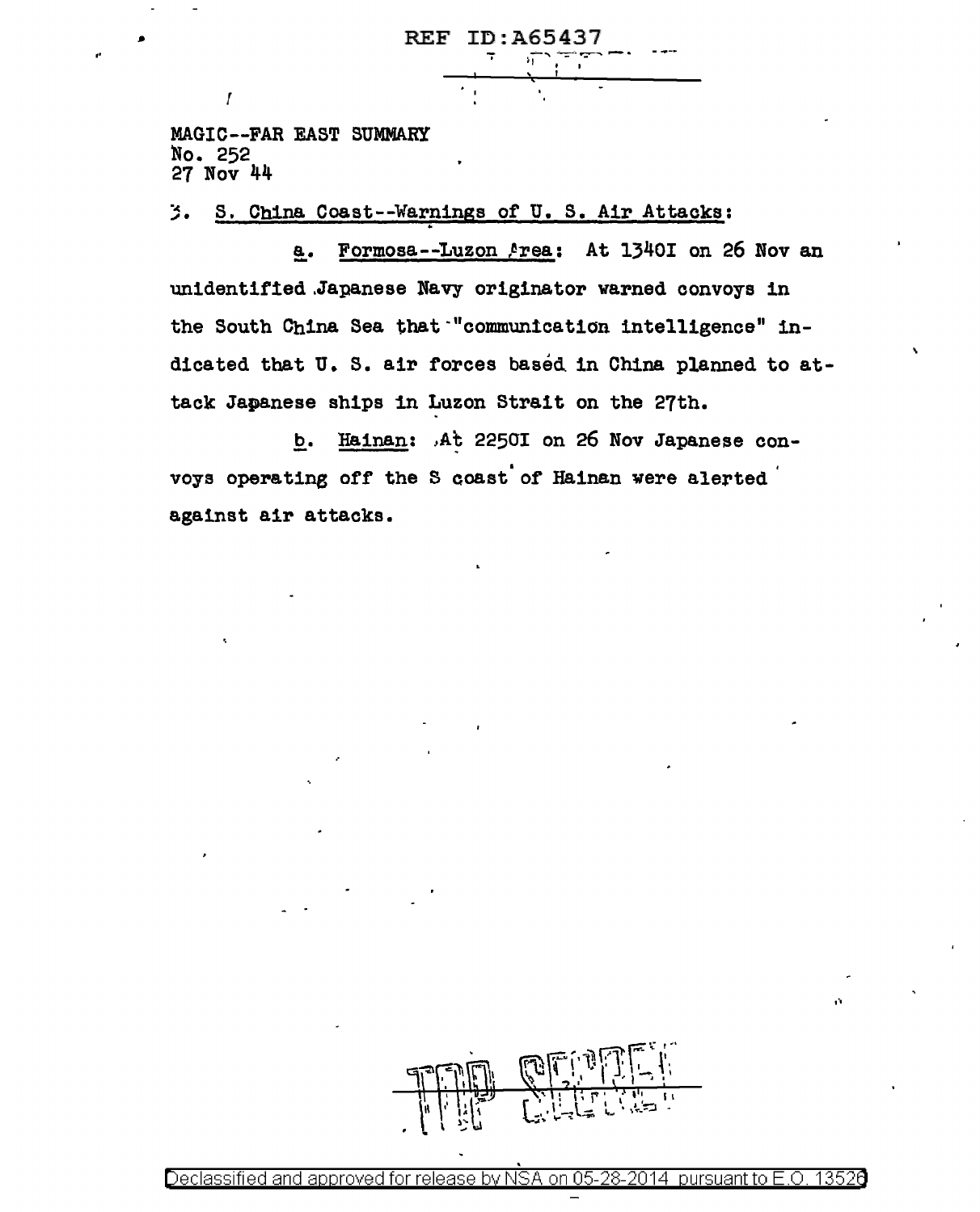REF ID:A65437

MAGIC--FAR EAST SUMMARY
No. 252
27 Nov 44

3. S. China Coast--Warnings of U. S. Air Attacks:

a. Formosa--Luzon Area: At 1340I on 26 Nov an unidentified Japanese Navy originator warned convoys in the South China Sea that "communication intelligence" indicated that U. S. air forces based in China planned to attack Japanese ships in Luzon Strait on the 27th.

b. Hainan: At 2250I on 26 Nov Japanese convoys operating off the S coast of Hainan were alerted against air attacks.

TOP SECRET

Declassified and approved for release by NSA on 05-28-2014 pursuant to E.O. 13526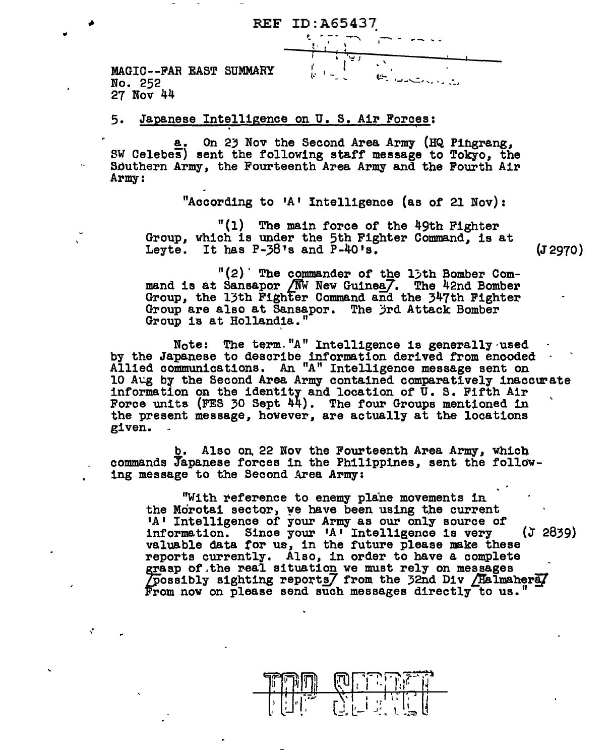REF ID:A65437

MAGIC--FAR EAST SUMMARY
No. 252
27 Nov 44

5. Japanese Intelligence on U. S. Air Forces:

a. On 23 Nov the Second Area Army (HQ Pingrang, SW Celebes) sent the following staff message to Tokyo, the Southern Army, the Fourteenth Area Army and the Fourth Air Army:

"According to 'A' Intelligence (as of 21 Nov):

"(1) The main force of the 49th Fighter Group, which is under the 5th Fighter Command, is at Leyte. It has P-38's and P-40's. (J 2970)

"(2) The commander of the 13th Bomber Command is at Sansapor [NW New Guinea]. The 42nd Bomber Group, the 13th Fighter Command and the 347th Fighter Group are also at Sansapor. The 3rd Attack Bomber Group is at Hollandia."

Note: The term "A" Intelligence is generally used by the Japanese to describe information derived from encoded Allied communications. An "A" Intelligence message sent on 10 Aug by the Second Area Army contained comparatively inaccurate information on the identity and location of U. S. Fifth Air Force units (FES 30 Sept 44). The four Groups mentioned in the present message, however, are actually at the locations given.

b. Also on 22 Nov the Fourteenth Area Army, which commands Japanese forces in the Philippines, sent the following message to the Second Area Army:

"With reference to enemy plane movements in the Morotai sector, we have been using the current 'A' Intelligence of your Army as our only source of information. Since your 'A' Intelligence is very valuable data for us, in the future please make these reports currently. Also, in order to have a complete grasp of the real situation we must rely on messages [possibly sighting reports] from the 32nd Div [Halmahera]. From now on please send such messages directly to us." (J 2839)

TOP SECRET